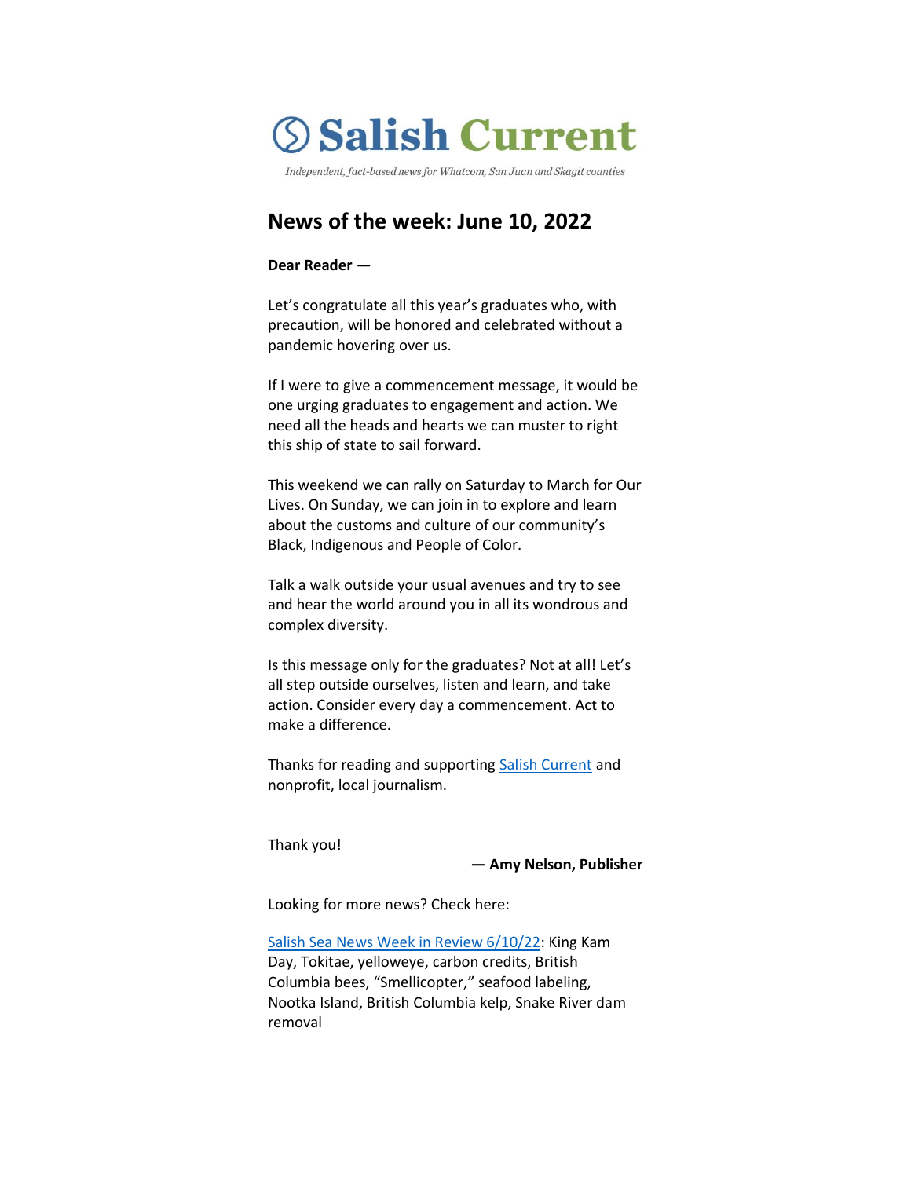# Salish Current

*Independent, fact-based news for Whatcom, San Juan and Skagit counties*

## News of the week: June 10, 2022

**Dear Reader —**

Let's congratulate all this year's graduates who, with precaution, will be honored and celebrated without a pandemic hovering over us.

If I were to give a commencement message, it would be one urging graduates to engagement and action. We need all the heads and hearts we can muster to right this ship of state to sail forward.

This weekend we can rally on Saturday to March for Our Lives. On Sunday, we can join in to explore and learn about the customs and culture of our community's Black, Indigenous and People of Color.

Talk a walk outside your usual avenues and try to see and hear the world around you in all its wondrous and complex diversity.

Is this message only for the graduates? Not at all! Let's all step outside ourselves, listen and learn, and take action. Consider every day a commencement. Act to make a difference.

Thanks for reading and supporting Salish Current and nonprofit, local journalism.

Thank you!

**— Amy Nelson, Publisher**

Looking for more news? Check here:

Salish Sea News Week in Review 6/10/22: King Kam Day, Tokitae, yelloweye, carbon credits, British Columbia bees, "Smellicopter," seafood labeling, Nootka Island, British Columbia kelp, Snake River dam removal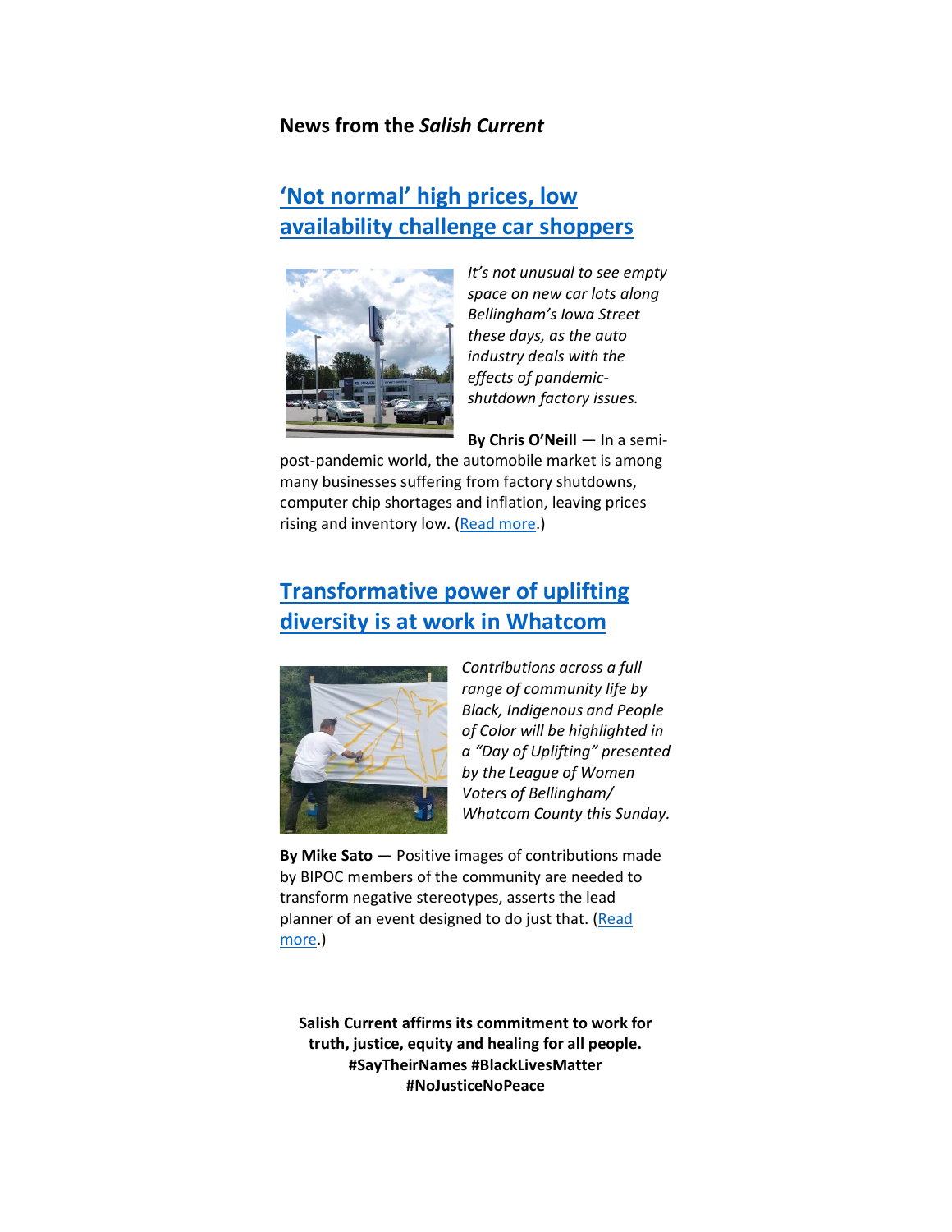**News from the *Salish Current***

## ['Not normal' high prices, low availability challenge car shoppers]

*It's not unusual to see empty space on new car lots along Bellingham's Iowa Street these days, as the auto industry deals with the effects of pandemic-shutdown factory issues.*

**By Chris O'Neill** — In a semi-post-pandemic world, the automobile market is among many businesses suffering from factory shutdowns, computer chip shortages and inflation, leaving prices rising and inventory low. (Read more.)

## Transformative power of uplifting diversity is at work in Whatcom

*Contributions across a full range of community life by Black, Indigenous and People of Color will be highlighted in a "Day of Uplifting" presented by the League of Women Voters of Bellingham/ Whatcom County this Sunday.*

**By Mike Sato** — Positive images of contributions made by BIPOC members of the community are needed to transform negative stereotypes, asserts the lead planner of an event designed to do just that. (Read more.)

**Salish Current affirms its commitment to work for truth, justice, equity and healing for all people. #SayTheirNames #BlackLivesMatter #NoJusticeNoPeace**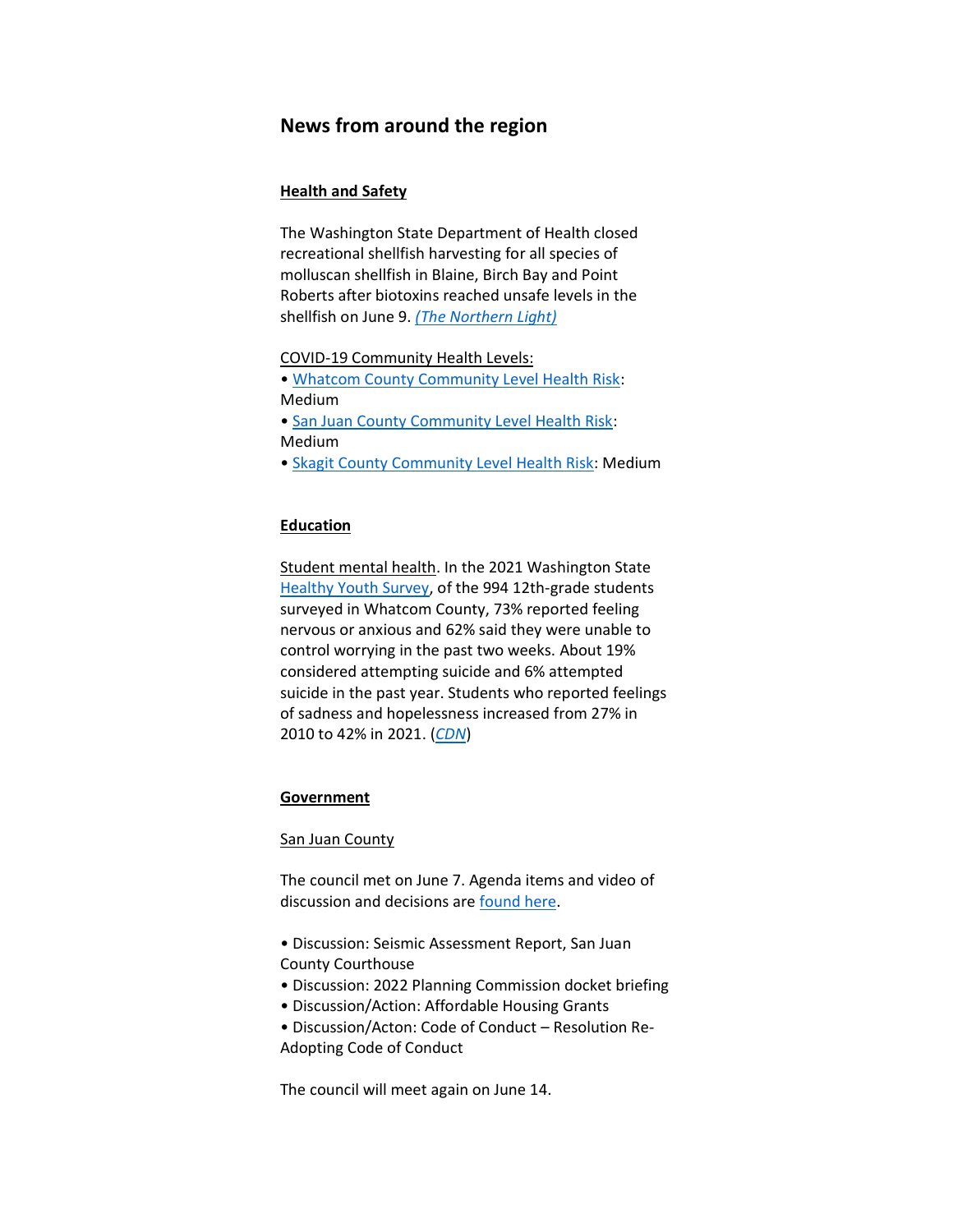## News from around the region

**Health and Safety**

The Washington State Department of Health closed recreational shellfish harvesting for all species of molluscan shellfish in Blaine, Birch Bay and Point Roberts after biotoxins reached unsafe levels in the shellfish on June 9. *(The Northern Light)*

COVID-19 Community Health Levels:

- Whatcom County Community Level Health Risk: Medium
- San Juan County Community Level Health Risk: Medium
- Skagit County Community Level Health Risk: Medium

**Education**

Student mental health. In the 2021 Washington State Healthy Youth Survey, of the 994 12th-grade students surveyed in Whatcom County, 73% reported feeling nervous or anxious and 62% said they were unable to control worrying in the past two weeks. About 19% considered attempting suicide and 6% attempted suicide in the past year. Students who reported feelings of sadness and hopelessness increased from 27% in 2010 to 42% in 2021. (*CDN*)

**Government**

San Juan County

The council met on June 7. Agenda items and video of discussion and decisions are found here.

- Discussion: Seismic Assessment Report, San Juan County Courthouse
- Discussion: 2022 Planning Commission docket briefing
- Discussion/Action: Affordable Housing Grants
- Discussion/Acton: Code of Conduct – Resolution Re-Adopting Code of Conduct

The council will meet again on June 14.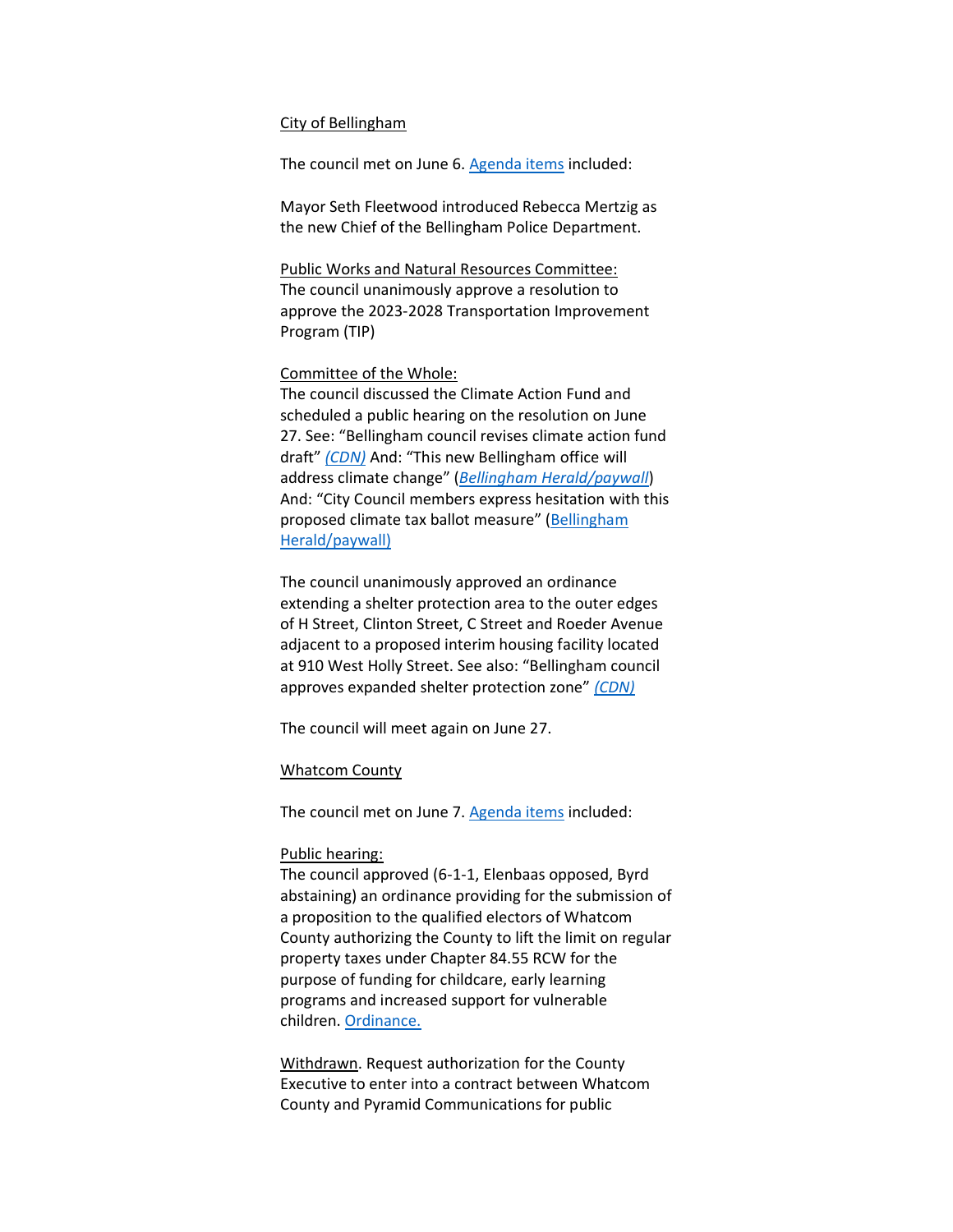City of Bellingham

The council met on June 6. Agenda items included:

Mayor Seth Fleetwood introduced Rebecca Mertzig as the new Chief of the Bellingham Police Department.

Public Works and Natural Resources Committee:
The council unanimously approve a resolution to approve the 2023-2028 Transportation Improvement Program (TIP)

Committee of the Whole:
The council discussed the Climate Action Fund and scheduled a public hearing on the resolution on June 27. See: "Bellingham council revises climate action fund draft" *(CDN)* And: "This new Bellingham office will address climate change" (*Bellingham Herald/paywall*) And: "City Council members express hesitation with this proposed climate tax ballot measure" (Bellingham Herald/paywall)

The council unanimously approved an ordinance extending a shelter protection area to the outer edges of H Street, Clinton Street, C Street and Roeder Avenue adjacent to a proposed interim housing facility located at 910 West Holly Street. See also: "Bellingham council approves expanded shelter protection zone" *(CDN)*

The council will meet again on June 27.

Whatcom County

The council met on June 7. Agenda items included:

Public hearing:
The council approved (6-1-1, Elenbaas opposed, Byrd abstaining) an ordinance providing for the submission of a proposition to the qualified electors of Whatcom County authorizing the County to lift the limit on regular property taxes under Chapter 84.55 RCW for the purpose of funding for childcare, early learning programs and increased support for vulnerable children. Ordinance.

Withdrawn. Request authorization for the County Executive to enter into a contract between Whatcom County and Pyramid Communications for public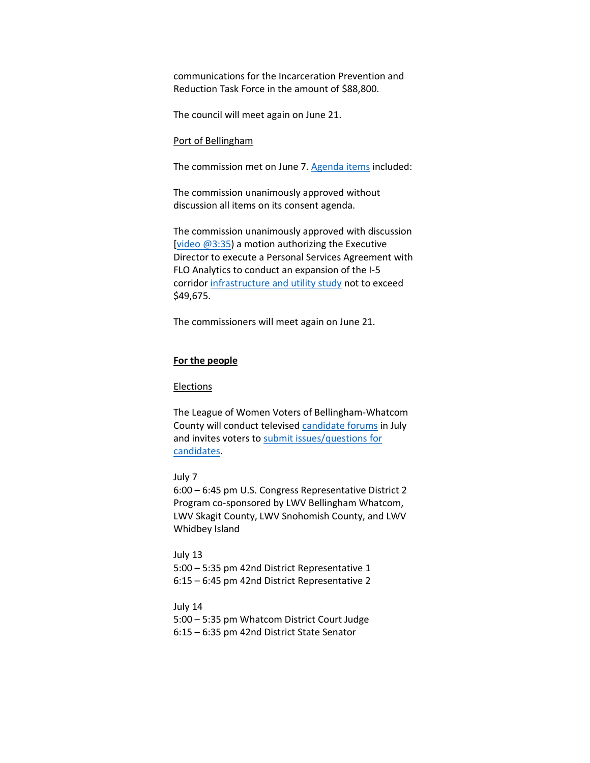communications for the Incarceration Prevention and Reduction Task Force in the amount of $88,800.

The council will meet again on June 21.

Port of Bellingham

The commission met on June 7. Agenda items included:

The commission unanimously approved without discussion all items on its consent agenda.

The commission unanimously approved with discussion [video @3:35) a motion authorizing the Executive Director to execute a Personal Services Agreement with FLO Analytics to conduct an expansion of the I-5 corridor infrastructure and utility study not to exceed $49,675.

The commissioners will meet again on June 21.

**For the people**

Elections

The League of Women Voters of Bellingham-Whatcom County will conduct televised candidate forums in July and invites voters to submit issues/questions for candidates.

July 7
6:00 – 6:45 pm U.S. Congress Representative District 2
Program co-sponsored by LWV Bellingham Whatcom, LWV Skagit County, LWV Snohomish County, and LWV Whidbey Island

July 13
5:00 – 5:35 pm 42nd District Representative 1
6:15 – 6:45 pm 42nd District Representative 2

July 14
5:00 – 5:35 pm Whatcom District Court Judge
6:15 – 6:35 pm 42nd District State Senator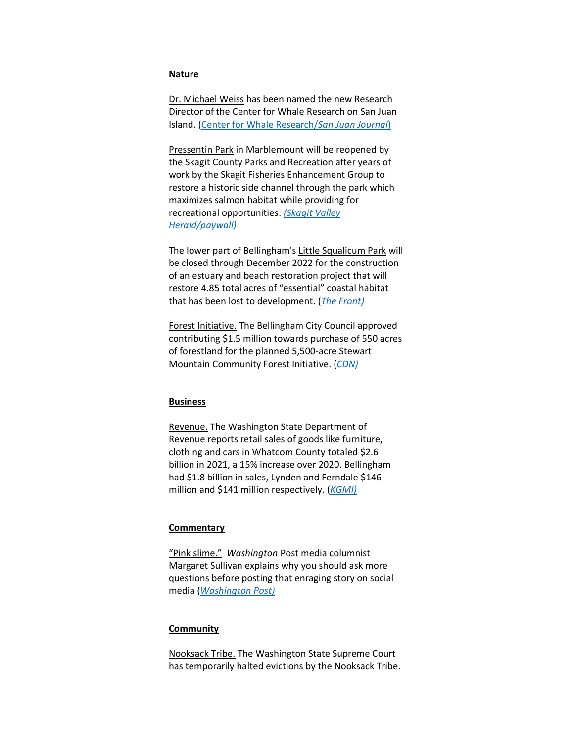**Nature**

Dr. Michael Weiss has been named the new Research Director of the Center for Whale Research on San Juan Island. (Center for Whale Research/*San Juan Journal*)

Pressentin Park in Marblemount will be reopened by the Skagit County Parks and Recreation after years of work by the Skagit Fisheries Enhancement Group to restore a historic side channel through the park which maximizes salmon habitat while providing for recreational opportunities. *(Skagit Valley Herald/paywall)*

The lower part of Bellingham's Little Squalicum Park will be closed through December 2022 for the construction of an estuary and beach restoration project that will restore 4.85 total acres of "essential" coastal habitat that has been lost to development. (*The Front)*

Forest Initiative. The Bellingham City Council approved contributing $1.5 million towards purchase of 550 acres of forestland for the planned 5,500-acre Stewart Mountain Community Forest Initiative. (*CDN)*

**Business**

Revenue. The Washington State Department of Revenue reports retail sales of goods like furniture, clothing and cars in Whatcom County totaled $2.6 billion in 2021, a 15% increase over 2020. Bellingham had $1.8 billion in sales, Lynden and Ferndale $146 million and $141 million respectively. (*KGMI)*

**Commentary**

"Pink slime." *Washington* Post media columnist Margaret Sullivan explains why you should ask more questions before posting that enraging story on social media (*Washington Post)*

**Community**

Nooksack Tribe. The Washington State Supreme Court has temporarily halted evictions by the Nooksack Tribe.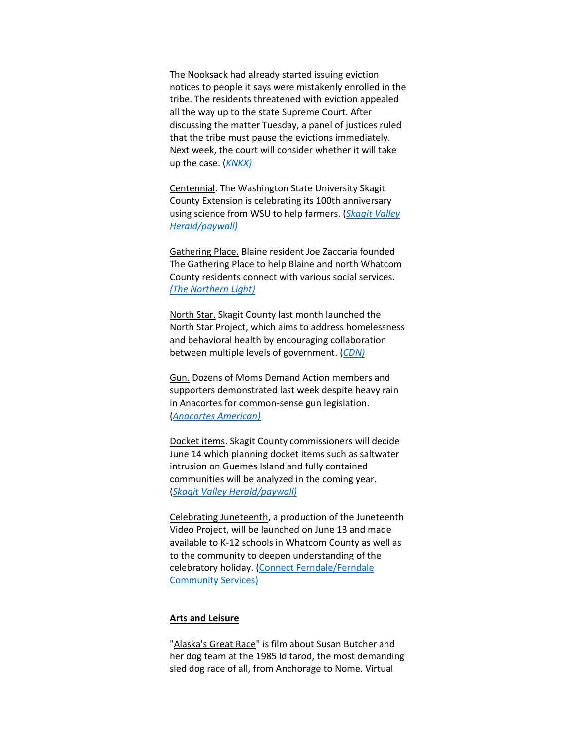The Nooksack had already started issuing eviction notices to people it says were mistakenly enrolled in the tribe. The residents threatened with eviction appealed all the way up to the state Supreme Court. After discussing the matter Tuesday, a panel of justices ruled that the tribe must pause the evictions immediately. Next week, the court will consider whether it will take up the case. (*KNKX)*

Centennial. The Washington State University Skagit County Extension is celebrating its 100th anniversary using science from WSU to help farmers. (*Skagit Valley Herald/paywall)*

Gathering Place. Blaine resident Joe Zaccaria founded The Gathering Place to help Blaine and north Whatcom County residents connect with various social services. *(The Northern Light)*

North Star. Skagit County last month launched the North Star Project, which aims to address homelessness and behavioral health by encouraging collaboration between multiple levels of government. (*CDN)*

Gun. Dozens of Moms Demand Action members and supporters demonstrated last week despite heavy rain in Anacortes for common-sense gun legislation. (*Anacortes American)*

Docket items. Skagit County commissioners will decide June 14 which planning docket items such as saltwater intrusion on Guemes Island and fully contained communities will be analyzed in the coming year. (*Skagit Valley Herald/paywall)*

Celebrating Juneteenth, a production of the Juneteenth Video Project, will be launched on June 13 and made available to K-12 schools in Whatcom County as well as to the community to deepen understanding of the celebratory holiday. (Connect Ferndale/Ferndale Community Services)

**Arts and Leisure**

"Alaska's Great Race" is film about Susan Butcher and her dog team at the 1985 Iditarod, the most demanding sled dog race of all, from Anchorage to Nome. Virtual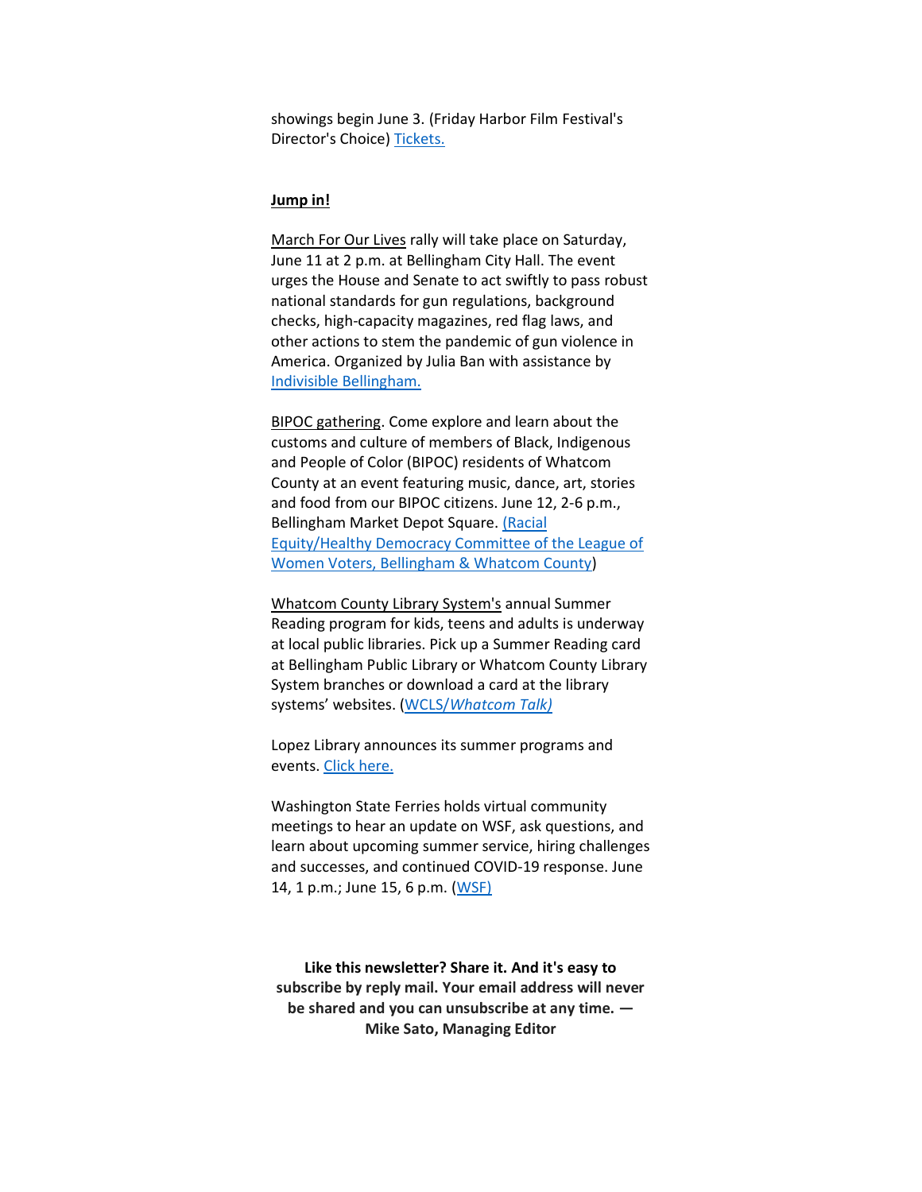showings begin June 3. (Friday Harbor Film Festival's Director's Choice) Tickets.

**Jump in!**

March For Our Lives rally will take place on Saturday, June 11 at 2 p.m. at Bellingham City Hall. The event urges the House and Senate to act swiftly to pass robust national standards for gun regulations, background checks, high-capacity magazines, red flag laws, and other actions to stem the pandemic of gun violence in America. Organized by Julia Ban with assistance by Indivisible Bellingham.

BIPOC gathering. Come explore and learn about the customs and culture of members of Black, Indigenous and People of Color (BIPOC) residents of Whatcom County at an event featuring music, dance, art, stories and food from our BIPOC citizens. June 12, 2-6 p.m., Bellingham Market Depot Square. (Racial Equity/Healthy Democracy Committee of the League of Women Voters, Bellingham & Whatcom County)

Whatcom County Library System's annual Summer Reading program for kids, teens and adults is underway at local public libraries. Pick up a Summer Reading card at Bellingham Public Library or Whatcom County Library System branches or download a card at the library systems' websites. (WCLS/*Whatcom Talk)*

Lopez Library announces its summer programs and events. Click here.

Washington State Ferries holds virtual community meetings to hear an update on WSF, ask questions, and learn about upcoming summer service, hiring challenges and successes, and continued COVID-19 response. June 14, 1 p.m.; June 15, 6 p.m. (WSF)

**Like this newsletter? Share it. And it's easy to subscribe by reply mail. Your email address will never be shared and you can unsubscribe at any time. — Mike Sato, Managing Editor**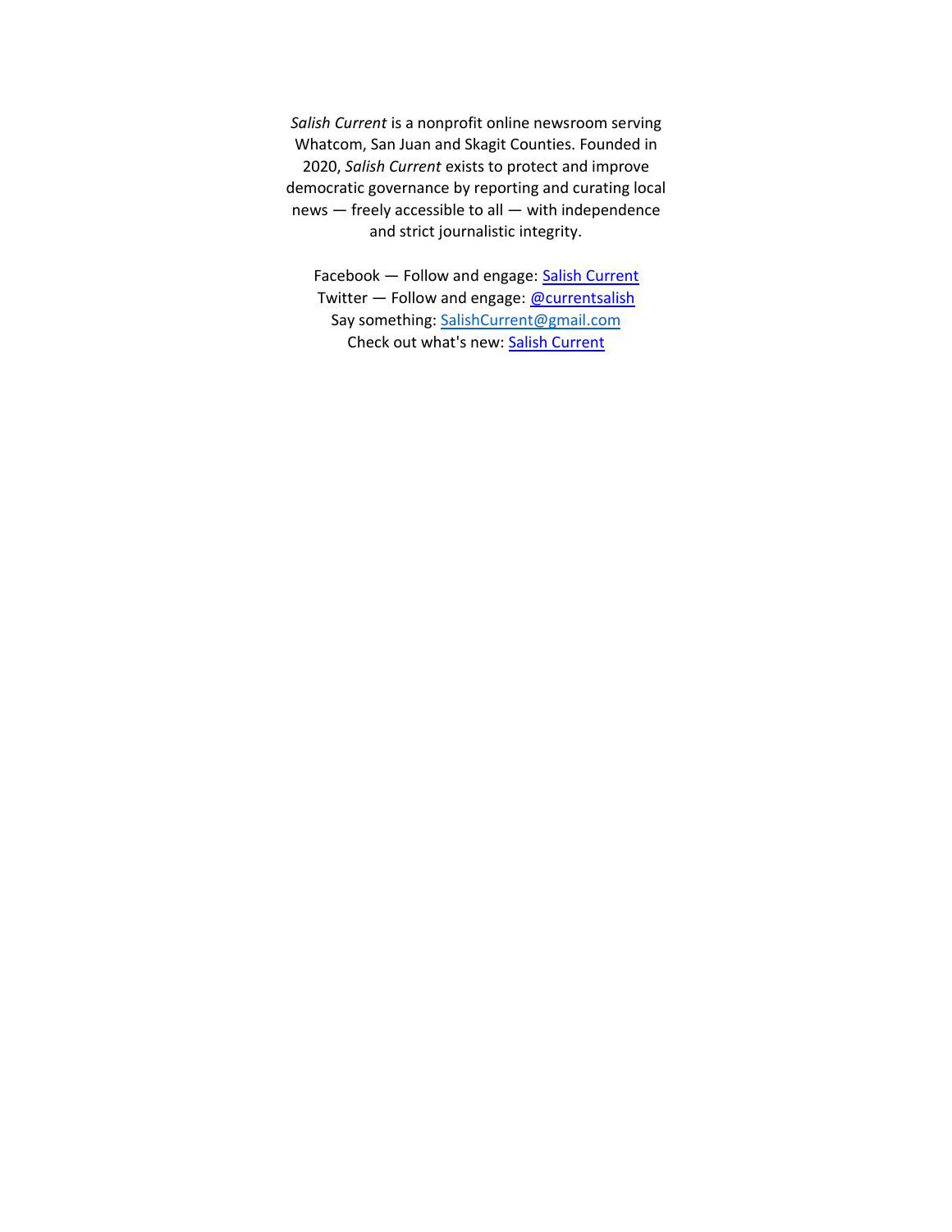*Salish Current* is a nonprofit online newsroom serving Whatcom, San Juan and Skagit Counties. Founded in 2020, *Salish Current* exists to protect and improve democratic governance by reporting and curating local news — freely accessible to all — with independence and strict journalistic integrity.

Facebook — Follow and engage: Salish Current
Twitter — Follow and engage: @currentsalish
Say something: SalishCurrent@gmail.com
Check out what's new: Salish Current